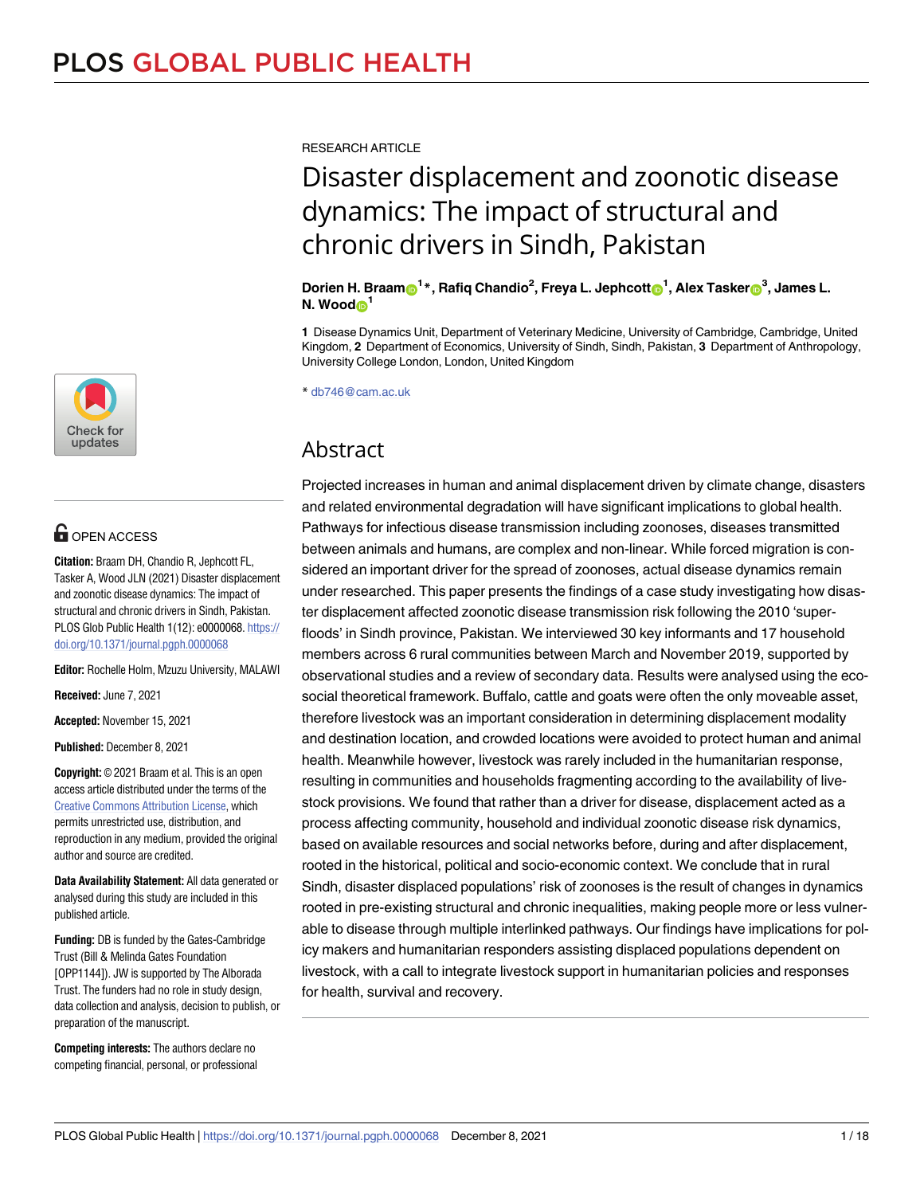RESEARCH ARTICLE

# Disaster displacement and zoonotic disease dynamics: The impact of structural and chronic drivers in Sindh, Pakistan

**Dorien H. Braam[1]*, Rafiq Chandio[2], Freya L. Jephcott[1], Alex Tasker[3], James L. N. Wood[1]**

**1** Disease Dynamics Unit, Department of Veterinary Medicine, University of Cambridge, Cambridge, United Kingdom, **2** Department of Economics, University of Sindh, Sindh, Pakistan, **3** Department of Anthropology, University College London, London, United Kingdom

* db746@cam.ac.uk

## Abstract

Projected increases in human and animal displacement driven by climate change, disasters and related environmental degradation will have significant implications to global health. Pathways for infectious disease transmission including zoonoses, diseases transmitted between animals and humans, are complex and non-linear. While forced migration is considered an important driver for the spread of zoonoses, actual disease dynamics remain under researched. This paper presents the findings of a case study investigating how disaster displacement affected zoonotic disease transmission risk following the 2010 'super-floods' in Sindh province, Pakistan. We interviewed 30 key informants and 17 household members across 6 rural communities between March and November 2019, supported by observational studies and a review of secondary data. Results were analysed using the eco-social theoretical framework. Buffalo, cattle and goats were often the only moveable asset, therefore livestock was an important consideration in determining displacement modality and destination location, and crowded locations were avoided to protect human and animal health. Meanwhile however, livestock was rarely included in the humanitarian response, resulting in communities and households fragmenting according to the availability of livestock provisions. We found that rather than a driver for disease, displacement acted as a process affecting community, household and individual zoonotic disease risk dynamics, based on available resources and social networks before, during and after displacement, rooted in the historical, political and socio-economic context. We conclude that in rural Sindh, disaster displaced populations' risk of zoonoses is the result of changes in dynamics rooted in pre-existing structural and chronic inequalities, making people more or less vulnerable to disease through multiple interlinked pathways. Our findings have implications for policy makers and humanitarian responders assisting displaced populations dependent on livestock, with a call to integrate livestock support in humanitarian policies and responses for health, survival and recovery.

OPEN ACCESS

**Citation:** Braam DH, Chandio R, Jephcott FL, Tasker A, Wood JLN (2021) Disaster displacement and zoonotic disease dynamics: The impact of structural and chronic drivers in Sindh, Pakistan. PLOS Glob Public Health 1(12): e0000068. https://doi.org/10.1371/journal.pgph.0000068

**Editor:** Rochelle Holm, Mzuzu University, MALAWI

**Received:** June 7, 2021

**Accepted:** November 15, 2021

**Published:** December 8, 2021

**Copyright:** © 2021 Braam et al. This is an open access article distributed under the terms of the Creative Commons Attribution License, which permits unrestricted use, distribution, and reproduction in any medium, provided the original author and source are credited.

**Data Availability Statement:** All data generated or analysed during this study are included in this published article.

**Funding:** DB is funded by the Gates-Cambridge Trust (Bill & Melinda Gates Foundation [OPP1144]). JW is supported by The Alborada Trust. The funders had no role in study design, data collection and analysis, decision to publish, or preparation of the manuscript.

**Competing interests:** The authors declare no competing financial, personal, or professional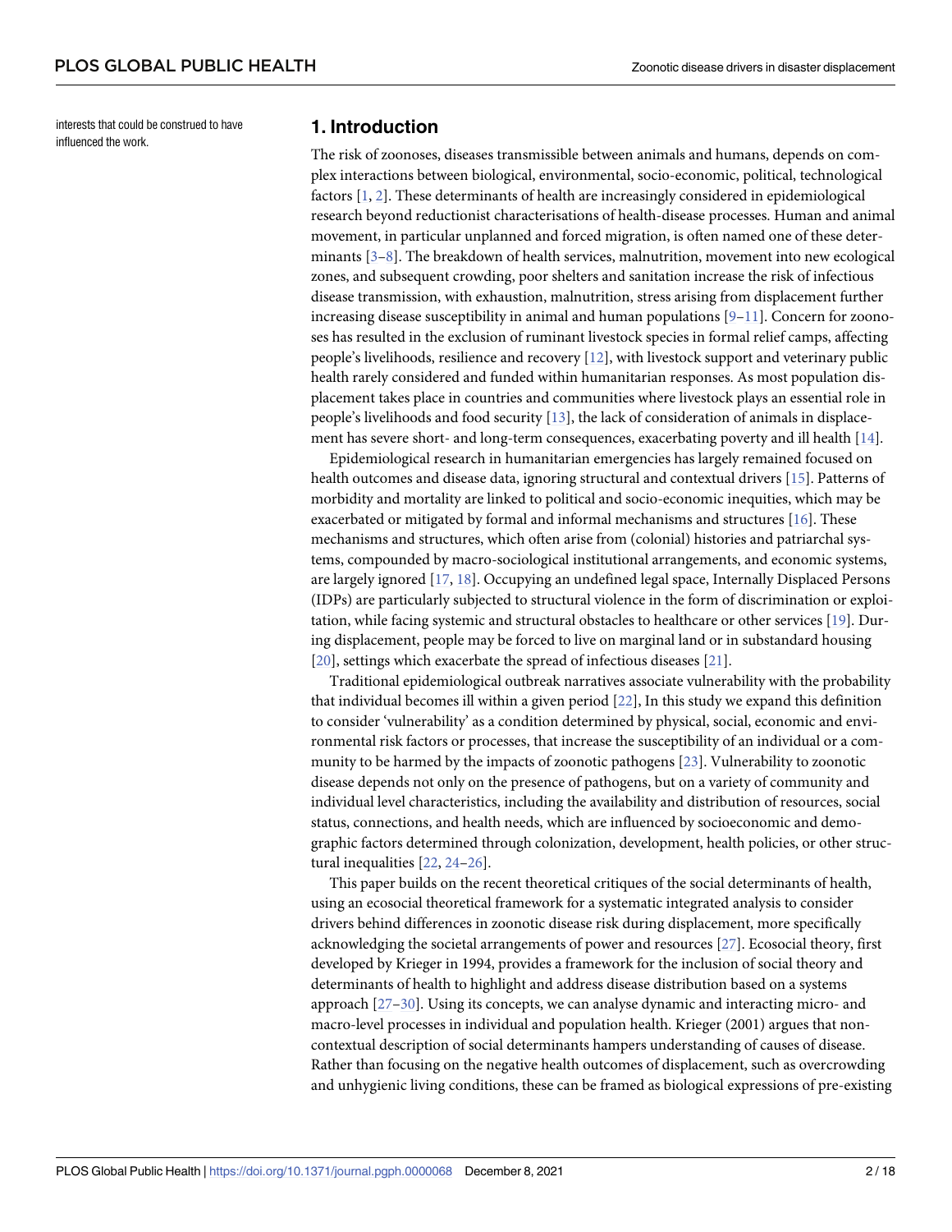interests that could be construed to have influenced the work.

## 1. Introduction

The risk of zoonoses, diseases transmissible between animals and humans, depends on complex interactions between biological, environmental, socio-economic, political, technological factors [1, 2]. These determinants of health are increasingly considered in epidemiological research beyond reductionist characterisations of health-disease processes. Human and animal movement, in particular unplanned and forced migration, is often named one of these determinants [3–8]. The breakdown of health services, malnutrition, movement into new ecological zones, and subsequent crowding, poor shelters and sanitation increase the risk of infectious disease transmission, with exhaustion, malnutrition, stress arising from displacement further increasing disease susceptibility in animal and human populations [9–11]. Concern for zoonoses has resulted in the exclusion of ruminant livestock species in formal relief camps, affecting people's livelihoods, resilience and recovery [12], with livestock support and veterinary public health rarely considered and funded within humanitarian responses. As most population displacement takes place in countries and communities where livestock plays an essential role in people's livelihoods and food security [13], the lack of consideration of animals in displacement has severe short- and long-term consequences, exacerbating poverty and ill health [14].

Epidemiological research in humanitarian emergencies has largely remained focused on health outcomes and disease data, ignoring structural and contextual drivers [15]. Patterns of morbidity and mortality are linked to political and socio-economic inequities, which may be exacerbated or mitigated by formal and informal mechanisms and structures [16]. These mechanisms and structures, which often arise from (colonial) histories and patriarchal systems, compounded by macro-sociological institutional arrangements, and economic systems, are largely ignored [17, 18]. Occupying an undefined legal space, Internally Displaced Persons (IDPs) are particularly subjected to structural violence in the form of discrimination or exploitation, while facing systemic and structural obstacles to healthcare or other services [19]. During displacement, people may be forced to live on marginal land or in substandard housing [20], settings which exacerbate the spread of infectious diseases [21].

Traditional epidemiological outbreak narratives associate vulnerability with the probability that individual becomes ill within a given period [22], In this study we expand this definition to consider 'vulnerability' as a condition determined by physical, social, economic and environmental risk factors or processes, that increase the susceptibility of an individual or a community to be harmed by the impacts of zoonotic pathogens [23]. Vulnerability to zoonotic disease depends not only on the presence of pathogens, but on a variety of community and individual level characteristics, including the availability and distribution of resources, social status, connections, and health needs, which are influenced by socioeconomic and demographic factors determined through colonization, development, health policies, or other structural inequalities [22, 24–26].

This paper builds on the recent theoretical critiques of the social determinants of health, using an ecosocial theoretical framework for a systematic integrated analysis to consider drivers behind differences in zoonotic disease risk during displacement, more specifically acknowledging the societal arrangements of power and resources [27]. Ecosocial theory, first developed by Krieger in 1994, provides a framework for the inclusion of social theory and determinants of health to highlight and address disease distribution based on a systems approach [27–30]. Using its concepts, we can analyse dynamic and interacting micro- and macro-level processes in individual and population health. Krieger (2001) argues that non-contextual description of social determinants hampers understanding of causes of disease. Rather than focusing on the negative health outcomes of displacement, such as overcrowding and unhygienic living conditions, these can be framed as biological expressions of pre-existing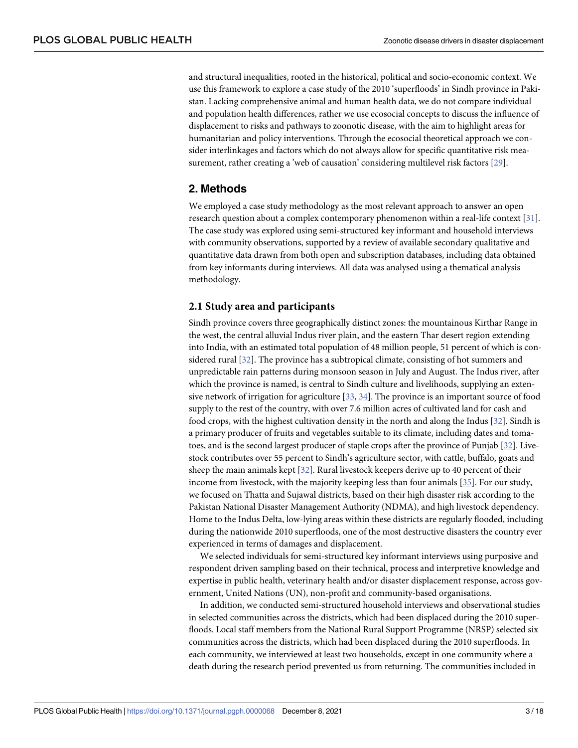and structural inequalities, rooted in the historical, political and socio-economic context. We use this framework to explore a case study of the 2010 'superfloods' in Sindh province in Pakistan. Lacking comprehensive animal and human health data, we do not compare individual and population health differences, rather we use ecosocial concepts to discuss the influence of displacement to risks and pathways to zoonotic disease, with the aim to highlight areas for humanitarian and policy interventions. Through the ecosocial theoretical approach we consider interlinkages and factors which do not always allow for specific quantitative risk measurement, rather creating a 'web of causation' considering multilevel risk factors [29].

## 2. Methods

We employed a case study methodology as the most relevant approach to answer an open research question about a complex contemporary phenomenon within a real-life context [31]. The case study was explored using semi-structured key informant and household interviews with community observations, supported by a review of available secondary qualitative and quantitative data drawn from both open and subscription databases, including data obtained from key informants during interviews. All data was analysed using a thematical analysis methodology.

### 2.1 Study area and participants

Sindh province covers three geographically distinct zones: the mountainous Kirthar Range in the west, the central alluvial Indus river plain, and the eastern Thar desert region extending into India, with an estimated total population of 48 million people, 51 percent of which is considered rural [32]. The province has a subtropical climate, consisting of hot summers and unpredictable rain patterns during monsoon season in July and August. The Indus river, after which the province is named, is central to Sindh culture and livelihoods, supplying an extensive network of irrigation for agriculture [33, 34]. The province is an important source of food supply to the rest of the country, with over 7.6 million acres of cultivated land for cash and food crops, with the highest cultivation density in the north and along the Indus [32]. Sindh is a primary producer of fruits and vegetables suitable to its climate, including dates and tomatoes, and is the second largest producer of staple crops after the province of Punjab [32]. Livestock contributes over 55 percent to Sindh's agriculture sector, with cattle, buffalo, goats and sheep the main animals kept [32]. Rural livestock keepers derive up to 40 percent of their income from livestock, with the majority keeping less than four animals [35]. For our study, we focused on Thatta and Sujawal districts, based on their high disaster risk according to the Pakistan National Disaster Management Authority (NDMA), and high livestock dependency. Home to the Indus Delta, low-lying areas within these districts are regularly flooded, including during the nationwide 2010 superfloods, one of the most destructive disasters the country ever experienced in terms of damages and displacement.

We selected individuals for semi-structured key informant interviews using purposive and respondent driven sampling based on their technical, process and interpretive knowledge and expertise in public health, veterinary health and/or disaster displacement response, across government, United Nations (UN), non-profit and community-based organisations.

In addition, we conducted semi-structured household interviews and observational studies in selected communities across the districts, which had been displaced during the 2010 superfloods. Local staff members from the National Rural Support Programme (NRSP) selected six communities across the districts, which had been displaced during the 2010 superfloods. In each community, we interviewed at least two households, except in one community where a death during the research period prevented us from returning. The communities included in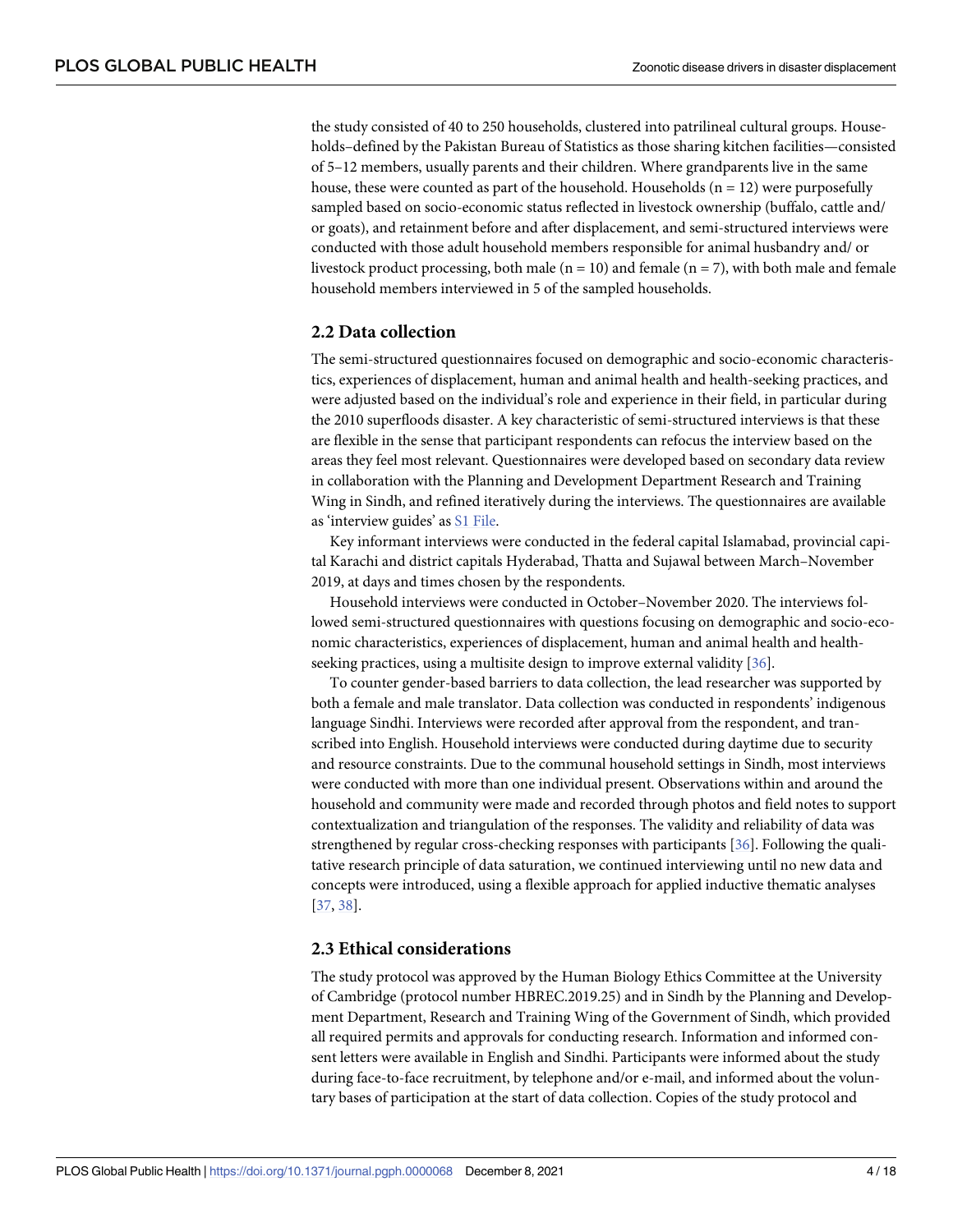the study consisted of 40 to 250 households, clustered into patrilineal cultural groups. Households–defined by the Pakistan Bureau of Statistics as those sharing kitchen facilities—consisted of 5–12 members, usually parents and their children. Where grandparents live in the same house, these were counted as part of the household. Households (n = 12) were purposefully sampled based on socio-economic status reflected in livestock ownership (buffalo, cattle and/ or goats), and retainment before and after displacement, and semi-structured interviews were conducted with those adult household members responsible for animal husbandry and/ or livestock product processing, both male (n = 10) and female (n = 7), with both male and female household members interviewed in 5 of the sampled households.

## 2.2 Data collection

The semi-structured questionnaires focused on demographic and socio-economic characteristics, experiences of displacement, human and animal health and health-seeking practices, and were adjusted based on the individual's role and experience in their field, in particular during the 2010 superfloods disaster. A key characteristic of semi-structured interviews is that these are flexible in the sense that participant respondents can refocus the interview based on the areas they feel most relevant. Questionnaires were developed based on secondary data review in collaboration with the Planning and Development Department Research and Training Wing in Sindh, and refined iteratively during the interviews. The questionnaires are available as 'interview guides' as S1 File.

Key informant interviews were conducted in the federal capital Islamabad, provincial capital Karachi and district capitals Hyderabad, Thatta and Sujawal between March–November 2019, at days and times chosen by the respondents.

Household interviews were conducted in October–November 2020. The interviews followed semi-structured questionnaires with questions focusing on demographic and socio-economic characteristics, experiences of displacement, human and animal health and health-seeking practices, using a multisite design to improve external validity [36].

To counter gender-based barriers to data collection, the lead researcher was supported by both a female and male translator. Data collection was conducted in respondents' indigenous language Sindhi. Interviews were recorded after approval from the respondent, and transcribed into English. Household interviews were conducted during daytime due to security and resource constraints. Due to the communal household settings in Sindh, most interviews were conducted with more than one individual present. Observations within and around the household and community were made and recorded through photos and field notes to support contextualization and triangulation of the responses. The validity and reliability of data was strengthened by regular cross-checking responses with participants [36]. Following the qualitative research principle of data saturation, we continued interviewing until no new data and concepts were introduced, using a flexible approach for applied inductive thematic analyses [37, 38].

## 2.3 Ethical considerations

The study protocol was approved by the Human Biology Ethics Committee at the University of Cambridge (protocol number HBREC.2019.25) and in Sindh by the Planning and Development Department, Research and Training Wing of the Government of Sindh, which provided all required permits and approvals for conducting research. Information and informed consent letters were available in English and Sindhi. Participants were informed about the study during face-to-face recruitment, by telephone and/or e-mail, and informed about the voluntary bases of participation at the start of data collection. Copies of the study protocol and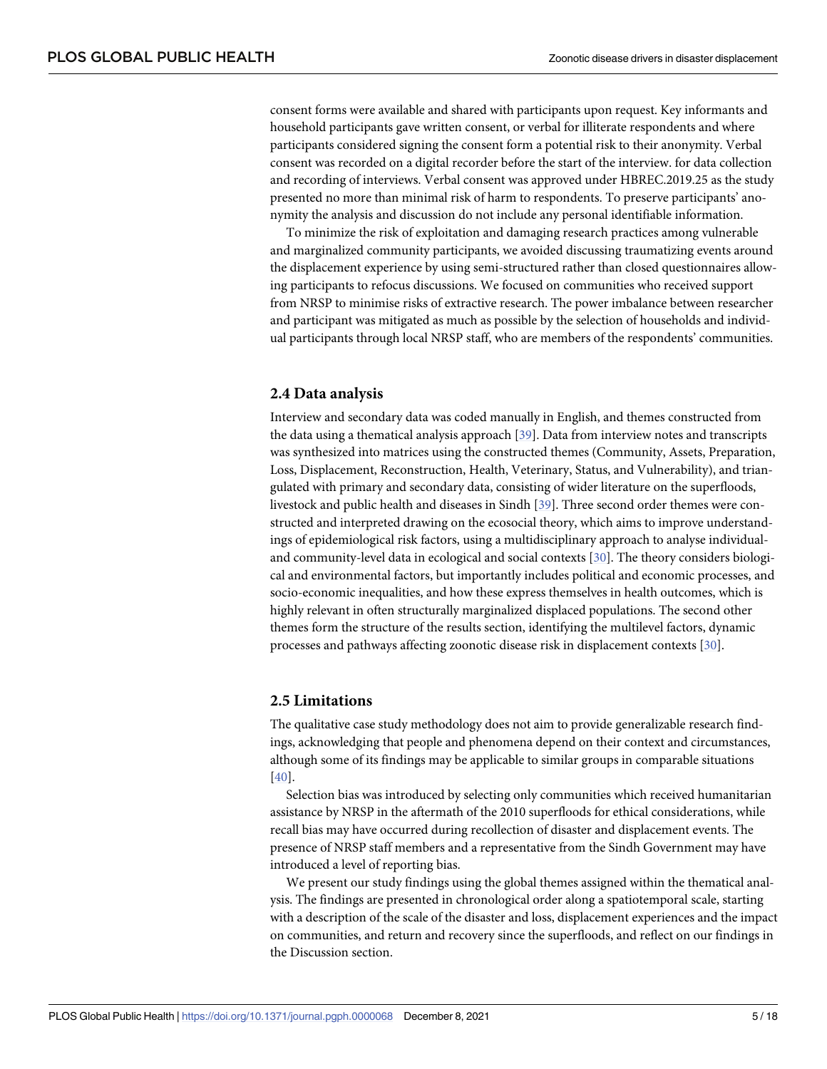consent forms were available and shared with participants upon request. Key informants and household participants gave written consent, or verbal for illiterate respondents and where participants considered signing the consent form a potential risk to their anonymity. Verbal consent was recorded on a digital recorder before the start of the interview. for data collection and recording of interviews. Verbal consent was approved under HBREC.2019.25 as the study presented no more than minimal risk of harm to respondents. To preserve participants' anonymity the analysis and discussion do not include any personal identifiable information.

To minimize the risk of exploitation and damaging research practices among vulnerable and marginalized community participants, we avoided discussing traumatizing events around the displacement experience by using semi-structured rather than closed questionnaires allowing participants to refocus discussions. We focused on communities who received support from NRSP to minimise risks of extractive research. The power imbalance between researcher and participant was mitigated as much as possible by the selection of households and individual participants through local NRSP staff, who are members of the respondents' communities.

### 2.4 Data analysis

Interview and secondary data was coded manually in English, and themes constructed from the data using a thematical analysis approach [39]. Data from interview notes and transcripts was synthesized into matrices using the constructed themes (Community, Assets, Preparation, Loss, Displacement, Reconstruction, Health, Veterinary, Status, and Vulnerability), and triangulated with primary and secondary data, consisting of wider literature on the superfloods, livestock and public health and diseases in Sindh [39]. Three second order themes were constructed and interpreted drawing on the ecosocial theory, which aims to improve understandings of epidemiological risk factors, using a multidisciplinary approach to analyse individual- and community-level data in ecological and social contexts [30]. The theory considers biological and environmental factors, but importantly includes political and economic processes, and socio-economic inequalities, and how these express themselves in health outcomes, which is highly relevant in often structurally marginalized displaced populations. The second other themes form the structure of the results section, identifying the multilevel factors, dynamic processes and pathways affecting zoonotic disease risk in displacement contexts [30].

### 2.5 Limitations

The qualitative case study methodology does not aim to provide generalizable research findings, acknowledging that people and phenomena depend on their context and circumstances, although some of its findings may be applicable to similar groups in comparable situations [40].

Selection bias was introduced by selecting only communities which received humanitarian assistance by NRSP in the aftermath of the 2010 superfloods for ethical considerations, while recall bias may have occurred during recollection of disaster and displacement events. The presence of NRSP staff members and a representative from the Sindh Government may have introduced a level of reporting bias.

We present our study findings using the global themes assigned within the thematical analysis. The findings are presented in chronological order along a spatiotemporal scale, starting with a description of the scale of the disaster and loss, displacement experiences and the impact on communities, and return and recovery since the superfloods, and reflect on our findings in the Discussion section.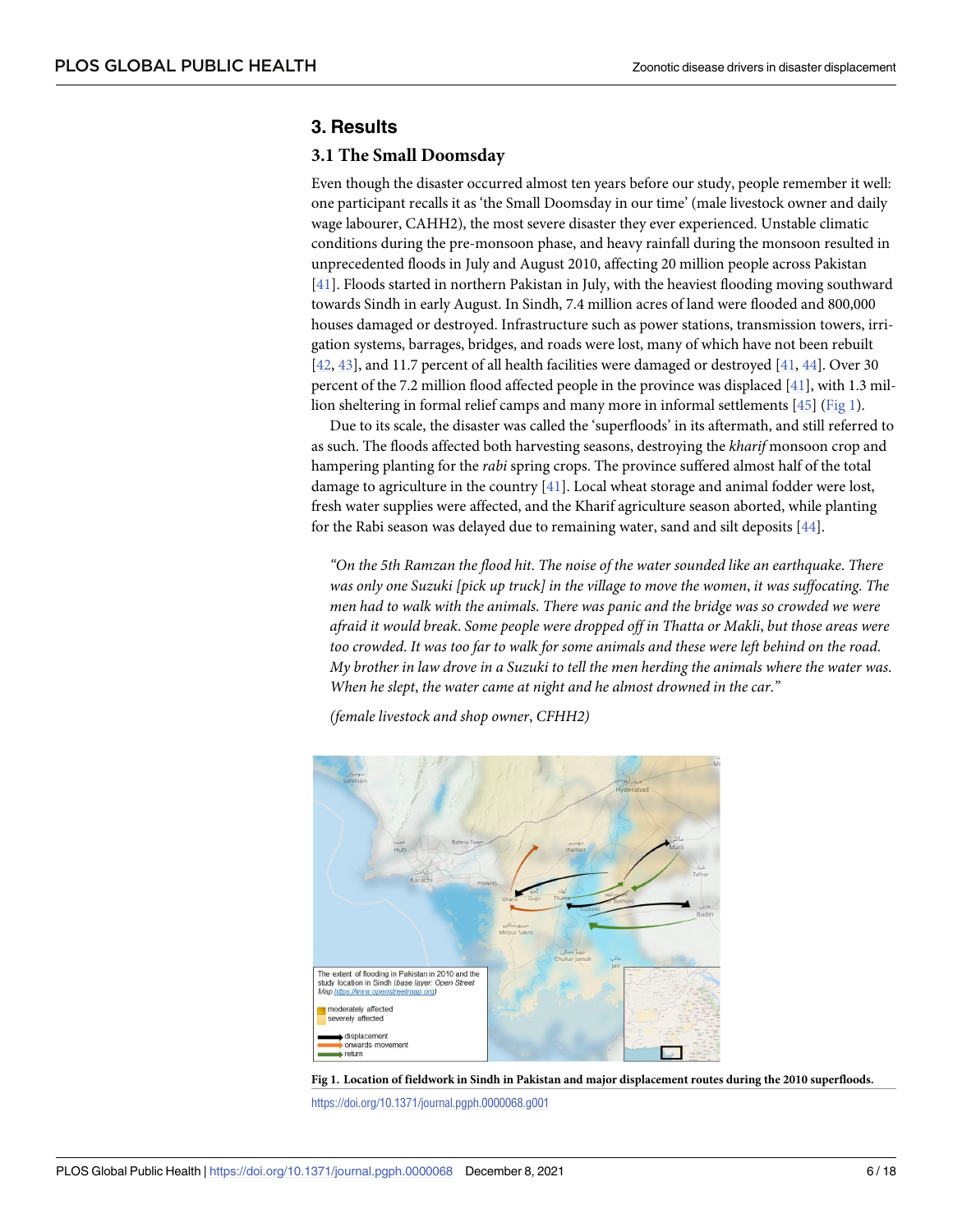## 3. Results

### 3.1 The Small Doomsday

Even though the disaster occurred almost ten years before our study, people remember it well: one participant recalls it as 'the Small Doomsday in our time' (male livestock owner and daily wage labourer, CAHH2), the most severe disaster they ever experienced. Unstable climatic conditions during the pre-monsoon phase, and heavy rainfall during the monsoon resulted in unprecedented floods in July and August 2010, affecting 20 million people across Pakistan [41]. Floods started in northern Pakistan in July, with the heaviest flooding moving southward towards Sindh in early August. In Sindh, 7.4 million acres of land were flooded and 800,000 houses damaged or destroyed. Infrastructure such as power stations, transmission towers, irrigation systems, barrages, bridges, and roads were lost, many of which have not been rebuilt [42, 43], and 11.7 percent of all health facilities were damaged or destroyed [41, 44]. Over 30 percent of the 7.2 million flood affected people in the province was displaced [41], with 1.3 million sheltering in formal relief camps and many more in informal settlements [45] (Fig 1).

Due to its scale, the disaster was called the 'superfloods' in its aftermath, and still referred to as such. The floods affected both harvesting seasons, destroying the *kharif* monsoon crop and hampering planting for the *rabi* spring crops. The province suffered almost half of the total damage to agriculture in the country [41]. Local wheat storage and animal fodder were lost, fresh water supplies were affected, and the Kharif agriculture season aborted, while planting for the Rabi season was delayed due to remaining water, sand and silt deposits [44].

> *"On the 5th Ramzan the flood hit. The noise of the water sounded like an earthquake. There was only one Suzuki [pick up truck] in the village to move the women, it was suffocating. The men had to walk with the animals. There was panic and the bridge was so crowded we were afraid it would break. Some people were dropped off in Thatta or Makli, but those areas were too crowded. It was too far to walk for some animals and these were left behind on the road. My brother in law drove in a Suzuki to tell the men herding the animals where the water was. When he slept, the water came at night and he almost drowned in the car."*
>
> *(female livestock and shop owner, CFHH2)*

**Fig 1. Location of fieldwork in Sindh in Pakistan and major displacement routes during the 2010 superfloods.**

https://doi.org/10.1371/journal.pgph.0000068.g001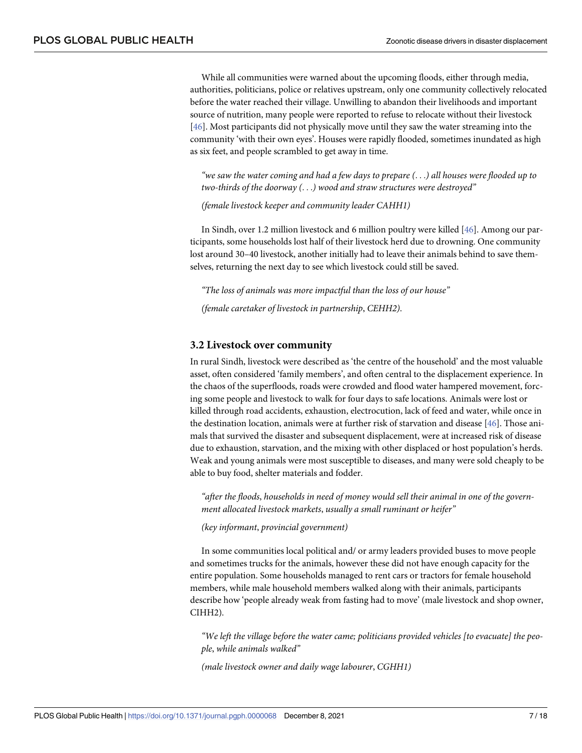While all communities were warned about the upcoming floods, either through media, authorities, politicians, police or relatives upstream, only one community collectively relocated before the water reached their village. Unwilling to abandon their livelihoods and important source of nutrition, many people were reported to refuse to relocate without their livestock [46]. Most participants did not physically move until they saw the water streaming into the community 'with their own eyes'. Houses were rapidly flooded, sometimes inundated as high as six feet, and people scrambled to get away in time.

> *"we saw the water coming and had a few days to prepare (. . .) all houses were flooded up to two-thirds of the doorway (. . .) wood and straw structures were destroyed"*
>
> *(female livestock keeper and community leader CAHH1)*

In Sindh, over 1.2 million livestock and 6 million poultry were killed [46]. Among our participants, some households lost half of their livestock herd due to drowning. One community lost around 30–40 livestock, another initially had to leave their animals behind to save themselves, returning the next day to see which livestock could still be saved.

> *"The loss of animals was more impactful than the loss of our house"*
>
> *(female caretaker of livestock in partnership, CEHH2).*

### 3.2 Livestock over community

In rural Sindh, livestock were described as 'the centre of the household' and the most valuable asset, often considered 'family members', and often central to the displacement experience. In the chaos of the superfloods, roads were crowded and flood water hampered movement, forcing some people and livestock to walk for four days to safe locations. Animals were lost or killed through road accidents, exhaustion, electrocution, lack of feed and water, while once in the destination location, animals were at further risk of starvation and disease [46]. Those animals that survived the disaster and subsequent displacement, were at increased risk of disease due to exhaustion, starvation, and the mixing with other displaced or host population's herds. Weak and young animals were most susceptible to diseases, and many were sold cheaply to be able to buy food, shelter materials and fodder.

> *"after the floods, households in need of money would sell their animal in one of the government allocated livestock markets, usually a small ruminant or heifer"*
>
> *(key informant, provincial government)*

In some communities local political and/ or army leaders provided buses to move people and sometimes trucks for the animals, however these did not have enough capacity for the entire population. Some households managed to rent cars or tractors for female household members, while male household members walked along with their animals, participants describe how 'people already weak from fasting had to move' (male livestock and shop owner, CIHH2).

> *"We left the village before the water came; politicians provided vehicles [to evacuate] the people, while animals walked"*
>
> *(male livestock owner and daily wage labourer, CGHH1)*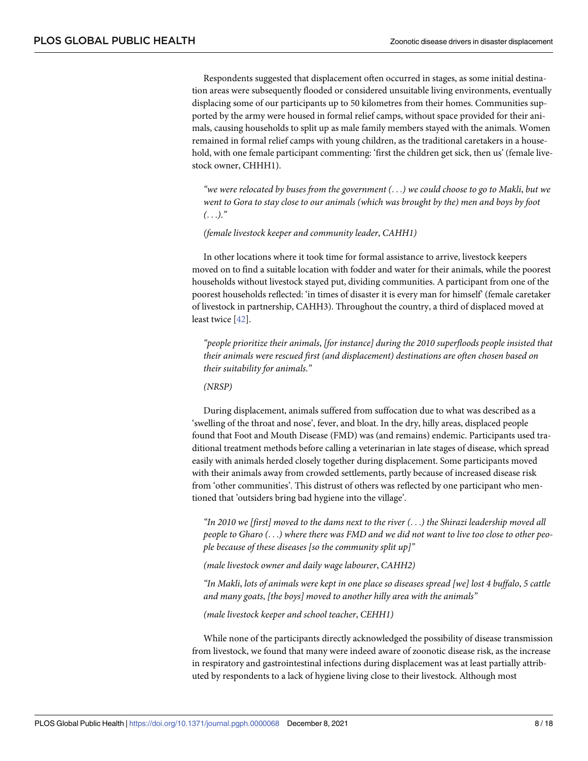Respondents suggested that displacement often occurred in stages, as some initial destination areas were subsequently flooded or considered unsuitable living environments, eventually displacing some of our participants up to 50 kilometres from their homes. Communities supported by the army were housed in formal relief camps, without space provided for their animals, causing households to split up as male family members stayed with the animals. Women remained in formal relief camps with young children, as the traditional caretakers in a household, with one female participant commenting: 'first the children get sick, then us' (female livestock owner, CHHH1).

> *"we were relocated by buses from the government (. . .) we could choose to go to Makli, but we went to Gora to stay close to our animals (which was brought by the) men and boys by foot (. . .)."*
>
> *(female livestock keeper and community leader, CAHH1)*

In other locations where it took time for formal assistance to arrive, livestock keepers moved on to find a suitable location with fodder and water for their animals, while the poorest households without livestock stayed put, dividing communities. A participant from one of the poorest households reflected: 'in times of disaster it is every man for himself' (female caretaker of livestock in partnership, CAHH3). Throughout the country, a third of displaced moved at least twice [42].

> *"people prioritize their animals, [for instance] during the 2010 superfloods people insisted that their animals were rescued first (and displacement) destinations are often chosen based on their suitability for animals."*
>
> *(NRSP)*

During displacement, animals suffered from suffocation due to what was described as a 'swelling of the throat and nose', fever, and bloat. In the dry, hilly areas, displaced people found that Foot and Mouth Disease (FMD) was (and remains) endemic. Participants used traditional treatment methods before calling a veterinarian in late stages of disease, which spread easily with animals herded closely together during displacement. Some participants moved with their animals away from crowded settlements, partly because of increased disease risk from 'other communities'. This distrust of others was reflected by one participant who mentioned that 'outsiders bring bad hygiene into the village'.

> *"In 2010 we [first] moved to the dams next to the river (. . .) the Shirazi leadership moved all people to Gharo (. . .) where there was FMD and we did not want to live too close to other people because of these diseases [so the community split up]"*
>
> *(male livestock owner and daily wage labourer, CAHH2)*
>
> *"In Makli, lots of animals were kept in one place so diseases spread [we] lost 4 buffalo, 5 cattle and many goats, [the boys] moved to another hilly area with the animals"*
>
> *(male livestock keeper and school teacher, CEHH1)*

While none of the participants directly acknowledged the possibility of disease transmission from livestock, we found that many were indeed aware of zoonotic disease risk, as the increase in respiratory and gastrointestinal infections during displacement was at least partially attributed by respondents to a lack of hygiene living close to their livestock. Although most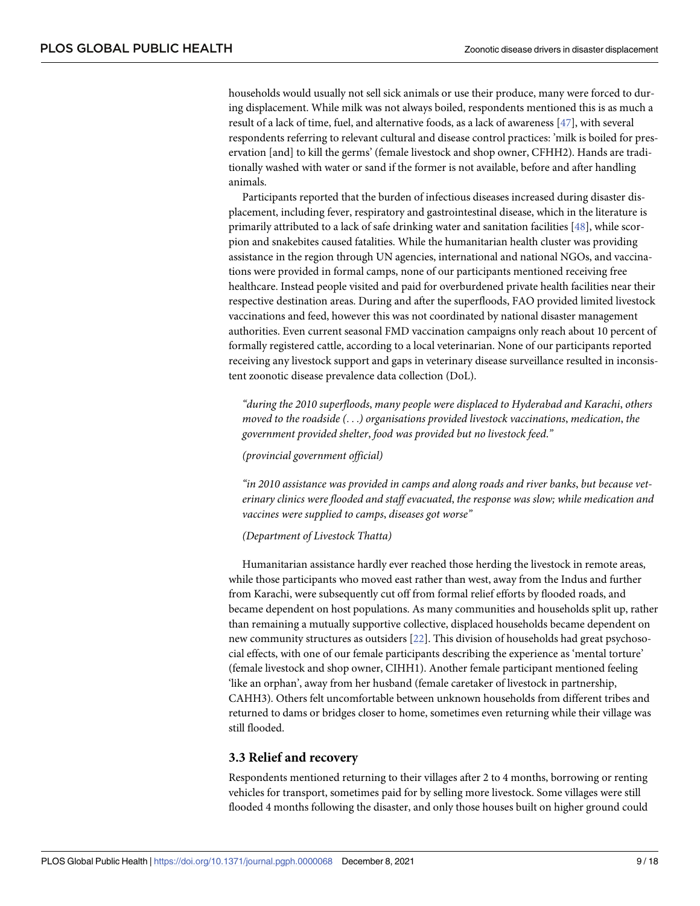households would usually not sell sick animals or use their produce, many were forced to during displacement. While milk was not always boiled, respondents mentioned this is as much a result of a lack of time, fuel, and alternative foods, as a lack of awareness [47], with several respondents referring to relevant cultural and disease control practices: 'milk is boiled for preservation [and] to kill the germs' (female livestock and shop owner, CFHH2). Hands are traditionally washed with water or sand if the former is not available, before and after handling animals.

Participants reported that the burden of infectious diseases increased during disaster displacement, including fever, respiratory and gastrointestinal disease, which in the literature is primarily attributed to a lack of safe drinking water and sanitation facilities [48], while scorpion and snakebites caused fatalities. While the humanitarian health cluster was providing assistance in the region through UN agencies, international and national NGOs, and vaccinations were provided in formal camps, none of our participants mentioned receiving free healthcare. Instead people visited and paid for overburdened private health facilities near their respective destination areas. During and after the superfloods, FAO provided limited livestock vaccinations and feed, however this was not coordinated by national disaster management authorities. Even current seasonal FMD vaccination campaigns only reach about 10 percent of formally registered cattle, according to a local veterinarian. None of our participants reported receiving any livestock support and gaps in veterinary disease surveillance resulted in inconsistent zoonotic disease prevalence data collection (DoL).

> *"during the 2010 superfloods, many people were displaced to Hyderabad and Karachi, others moved to the roadside (. . .) organisations provided livestock vaccinations, medication, the government provided shelter, food was provided but no livestock feed."*
>
> *(provincial government official)*

> *"in 2010 assistance was provided in camps and along roads and river banks, but because veterinary clinics were flooded and staff evacuated, the response was slow; while medication and vaccines were supplied to camps, diseases got worse"*
>
> *(Department of Livestock Thatta)*

Humanitarian assistance hardly ever reached those herding the livestock in remote areas, while those participants who moved east rather than west, away from the Indus and further from Karachi, were subsequently cut off from formal relief efforts by flooded roads, and became dependent on host populations. As many communities and households split up, rather than remaining a mutually supportive collective, displaced households became dependent on new community structures as outsiders [22]. This division of households had great psychosocial effects, with one of our female participants describing the experience as 'mental torture' (female livestock and shop owner, CIHH1). Another female participant mentioned feeling 'like an orphan', away from her husband (female caretaker of livestock in partnership, CAHH3). Others felt uncomfortable between unknown households from different tribes and returned to dams or bridges closer to home, sometimes even returning while their village was still flooded.

### 3.3 Relief and recovery

Respondents mentioned returning to their villages after 2 to 4 months, borrowing or renting vehicles for transport, sometimes paid for by selling more livestock. Some villages were still flooded 4 months following the disaster, and only those houses built on higher ground could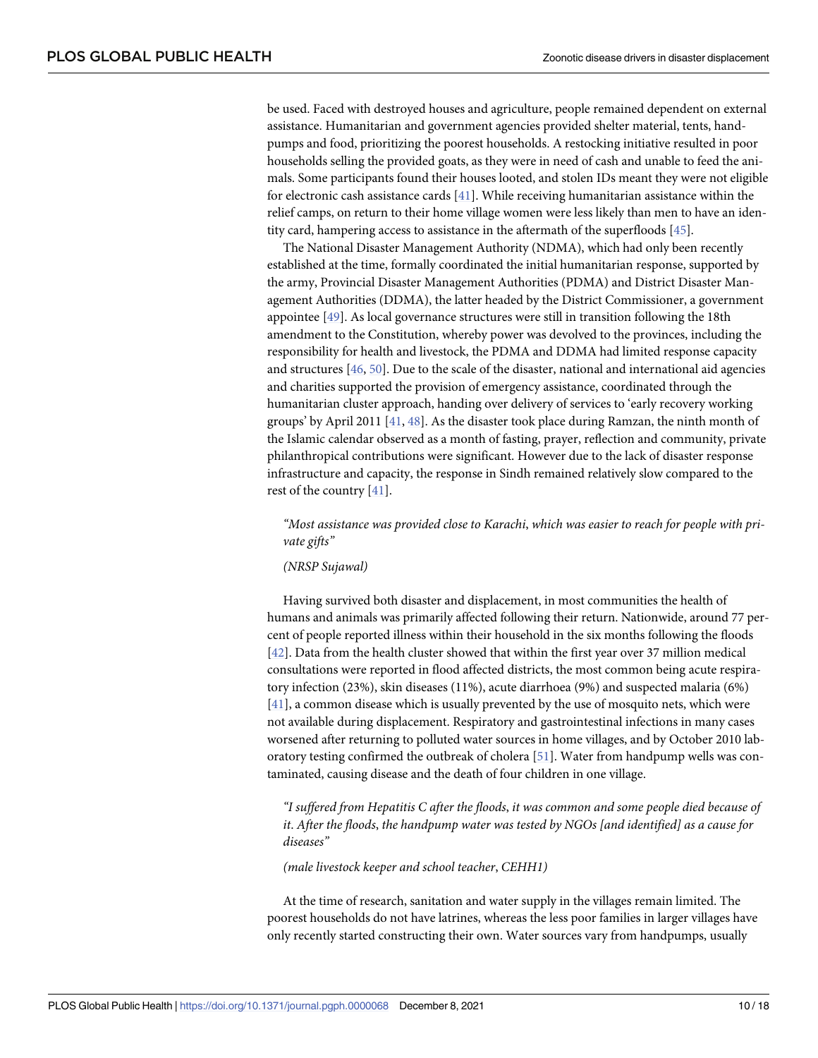be used. Faced with destroyed houses and agriculture, people remained dependent on external assistance. Humanitarian and government agencies provided shelter material, tents, handpumps and food, prioritizing the poorest households. A restocking initiative resulted in poor households selling the provided goats, as they were in need of cash and unable to feed the animals. Some participants found their houses looted, and stolen IDs meant they were not eligible for electronic cash assistance cards [41]. While receiving humanitarian assistance within the relief camps, on return to their home village women were less likely than men to have an identity card, hampering access to assistance in the aftermath of the superfloods [45].

The National Disaster Management Authority (NDMA), which had only been recently established at the time, formally coordinated the initial humanitarian response, supported by the army, Provincial Disaster Management Authorities (PDMA) and District Disaster Management Authorities (DDMA), the latter headed by the District Commissioner, a government appointee [49]. As local governance structures were still in transition following the 18th amendment to the Constitution, whereby power was devolved to the provinces, including the responsibility for health and livestock, the PDMA and DDMA had limited response capacity and structures [46, 50]. Due to the scale of the disaster, national and international aid agencies and charities supported the provision of emergency assistance, coordinated through the humanitarian cluster approach, handing over delivery of services to 'early recovery working groups' by April 2011 [41, 48]. As the disaster took place during Ramzan, the ninth month of the Islamic calendar observed as a month of fasting, prayer, reflection and community, private philanthropical contributions were significant. However due to the lack of disaster response infrastructure and capacity, the response in Sindh remained relatively slow compared to the rest of the country [41].

> *"Most assistance was provided close to Karachi, which was easier to reach for people with private gifts"*
>
> *(NRSP Sujawal)*

Having survived both disaster and displacement, in most communities the health of humans and animals was primarily affected following their return. Nationwide, around 77 percent of people reported illness within their household in the six months following the floods [42]. Data from the health cluster showed that within the first year over 37 million medical consultations were reported in flood affected districts, the most common being acute respiratory infection (23%), skin diseases (11%), acute diarrhoea (9%) and suspected malaria (6%) [41], a common disease which is usually prevented by the use of mosquito nets, which were not available during displacement. Respiratory and gastrointestinal infections in many cases worsened after returning to polluted water sources in home villages, and by October 2010 laboratory testing confirmed the outbreak of cholera [51]. Water from handpump wells was contaminated, causing disease and the death of four children in one village.

> *"I suffered from Hepatitis C after the floods, it was common and some people died because of it. After the floods, the handpump water was tested by NGOs [and identified] as a cause for diseases"*
>
> *(male livestock keeper and school teacher, CEHH1)*

At the time of research, sanitation and water supply in the villages remain limited. The poorest households do not have latrines, whereas the less poor families in larger villages have only recently started constructing their own. Water sources vary from handpumps, usually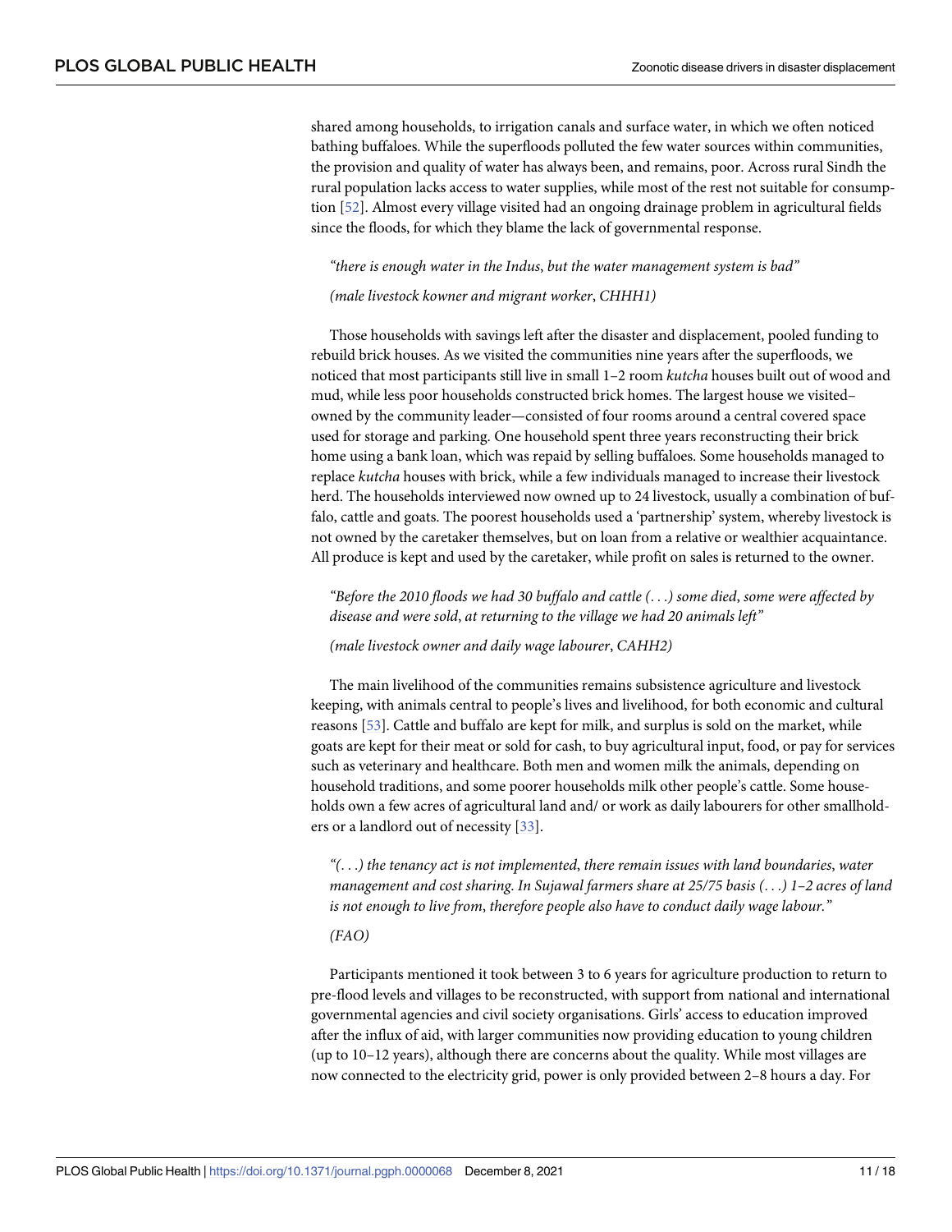shared among households, to irrigation canals and surface water, in which we often noticed bathing buffaloes. While the superfloods polluted the few water sources within communities, the provision and quality of water has always been, and remains, poor. Across rural Sindh the rural population lacks access to water supplies, while most of the rest not suitable for consumption [52]. Almost every village visited had an ongoing drainage problem in agricultural fields since the floods, for which they blame the lack of governmental response.

> *"there is enough water in the Indus, but the water management system is bad"*
>
> *(male livestock kowner and migrant worker, CHHH1)*

Those households with savings left after the disaster and displacement, pooled funding to rebuild brick houses. As we visited the communities nine years after the superfloods, we noticed that most participants still live in small 1–2 room *kutcha* houses built out of wood and mud, while less poor households constructed brick homes. The largest house we visited–owned by the community leader—consisted of four rooms around a central covered space used for storage and parking. One household spent three years reconstructing their brick home using a bank loan, which was repaid by selling buffaloes. Some households managed to replace *kutcha* houses with brick, while a few individuals managed to increase their livestock herd. The households interviewed now owned up to 24 livestock, usually a combination of buffalo, cattle and goats. The poorest households used a 'partnership' system, whereby livestock is not owned by the caretaker themselves, but on loan from a relative or wealthier acquaintance. All produce is kept and used by the caretaker, while profit on sales is returned to the owner.

> *"Before the 2010 floods we had 30 buffalo and cattle (. . .) some died, some were affected by disease and were sold, at returning to the village we had 20 animals left"*
>
> *(male livestock owner and daily wage labourer, CAHH2)*

The main livelihood of the communities remains subsistence agriculture and livestock keeping, with animals central to people's lives and livelihood, for both economic and cultural reasons [53]. Cattle and buffalo are kept for milk, and surplus is sold on the market, while goats are kept for their meat or sold for cash, to buy agricultural input, food, or pay for services such as veterinary and healthcare. Both men and women milk the animals, depending on household traditions, and some poorer households milk other people's cattle. Some households own a few acres of agricultural land and/ or work as daily labourers for other smallholders or a landlord out of necessity [33].

> *"(. . .) the tenancy act is not implemented, there remain issues with land boundaries, water management and cost sharing. In Sujawal farmers share at 25/75 basis (. . .) 1–2 acres of land is not enough to live from, therefore people also have to conduct daily wage labour."*
>
> *(FAO)*

Participants mentioned it took between 3 to 6 years for agriculture production to return to pre-flood levels and villages to be reconstructed, with support from national and international governmental agencies and civil society organisations. Girls' access to education improved after the influx of aid, with larger communities now providing education to young children (up to 10–12 years), although there are concerns about the quality. While most villages are now connected to the electricity grid, power is only provided between 2–8 hours a day. For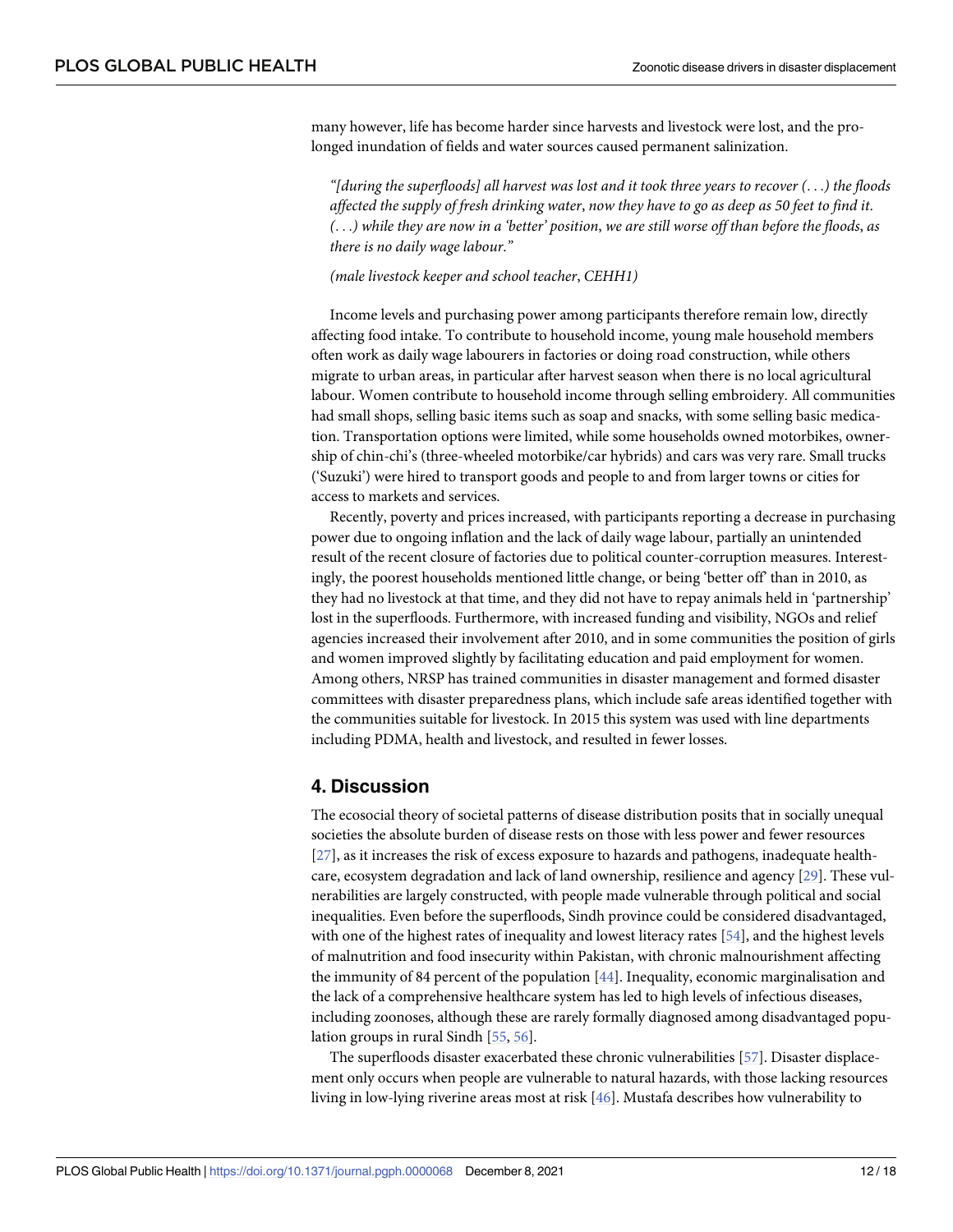many however, life has become harder since harvests and livestock were lost, and the prolonged inundation of fields and water sources caused permanent salinization.

> *"[during the superfloods] all harvest was lost and it took three years to recover (. . .) the floods affected the supply of fresh drinking water, now they have to go as deep as 50 feet to find it. (. . .) while they are now in a 'better' position, we are still worse off than before the floods, as there is no daily wage labour."*
>
> *(male livestock keeper and school teacher, CEHH1)*

Income levels and purchasing power among participants therefore remain low, directly affecting food intake. To contribute to household income, young male household members often work as daily wage labourers in factories or doing road construction, while others migrate to urban areas, in particular after harvest season when there is no local agricultural labour. Women contribute to household income through selling embroidery. All communities had small shops, selling basic items such as soap and snacks, with some selling basic medication. Transportation options were limited, while some households owned motorbikes, ownership of chin-chi's (three-wheeled motorbike/car hybrids) and cars was very rare. Small trucks ('Suzuki') were hired to transport goods and people to and from larger towns or cities for access to markets and services.

Recently, poverty and prices increased, with participants reporting a decrease in purchasing power due to ongoing inflation and the lack of daily wage labour, partially an unintended result of the recent closure of factories due to political counter-corruption measures. Interestingly, the poorest households mentioned little change, or being 'better off' than in 2010, as they had no livestock at that time, and they did not have to repay animals held in 'partnership' lost in the superfloods. Furthermore, with increased funding and visibility, NGOs and relief agencies increased their involvement after 2010, and in some communities the position of girls and women improved slightly by facilitating education and paid employment for women. Among others, NRSP has trained communities in disaster management and formed disaster committees with disaster preparedness plans, which include safe areas identified together with the communities suitable for livestock. In 2015 this system was used with line departments including PDMA, health and livestock, and resulted in fewer losses.

## 4. Discussion

The ecosocial theory of societal patterns of disease distribution posits that in socially unequal societies the absolute burden of disease rests on those with less power and fewer resources [27], as it increases the risk of excess exposure to hazards and pathogens, inadequate healthcare, ecosystem degradation and lack of land ownership, resilience and agency [29]. These vulnerabilities are largely constructed, with people made vulnerable through political and social inequalities. Even before the superfloods, Sindh province could be considered disadvantaged, with one of the highest rates of inequality and lowest literacy rates [54], and the highest levels of malnutrition and food insecurity within Pakistan, with chronic malnourishment affecting the immunity of 84 percent of the population [44]. Inequality, economic marginalisation and the lack of a comprehensive healthcare system has led to high levels of infectious diseases, including zoonoses, although these are rarely formally diagnosed among disadvantaged population groups in rural Sindh [55, 56].

The superfloods disaster exacerbated these chronic vulnerabilities [57]. Disaster displacement only occurs when people are vulnerable to natural hazards, with those lacking resources living in low-lying riverine areas most at risk [46]. Mustafa describes how vulnerability to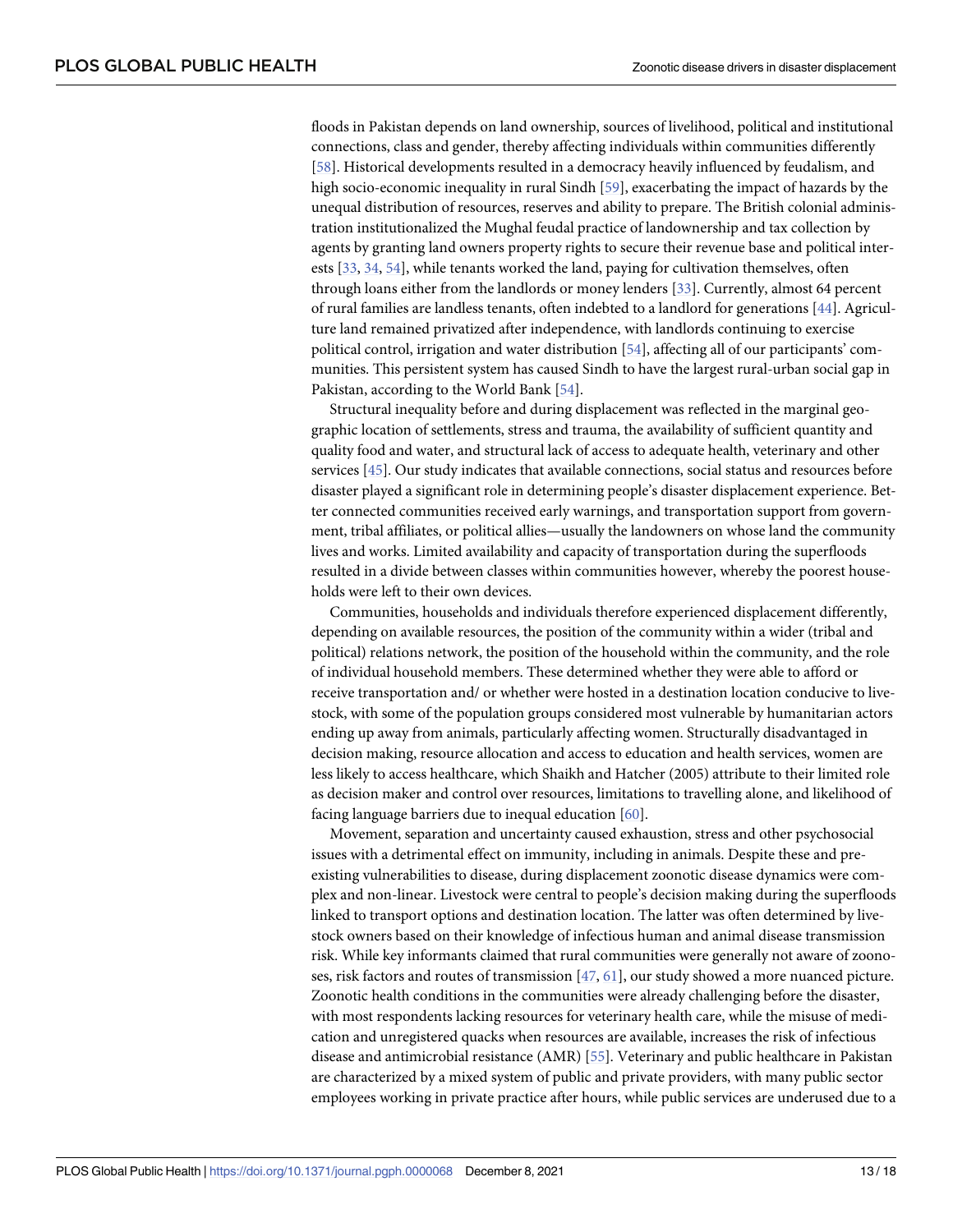floods in Pakistan depends on land ownership, sources of livelihood, political and institutional connections, class and gender, thereby affecting individuals within communities differently [58]. Historical developments resulted in a democracy heavily influenced by feudalism, and high socio-economic inequality in rural Sindh [59], exacerbating the impact of hazards by the unequal distribution of resources, reserves and ability to prepare. The British colonial administration institutionalized the Mughal feudal practice of landownership and tax collection by agents by granting land owners property rights to secure their revenue base and political interests [33, 34, 54], while tenants worked the land, paying for cultivation themselves, often through loans either from the landlords or money lenders [33]. Currently, almost 64 percent of rural families are landless tenants, often indebted to a landlord for generations [44]. Agriculture land remained privatized after independence, with landlords continuing to exercise political control, irrigation and water distribution [54], affecting all of our participants' communities. This persistent system has caused Sindh to have the largest rural-urban social gap in Pakistan, according to the World Bank [54].

Structural inequality before and during displacement was reflected in the marginal geographic location of settlements, stress and trauma, the availability of sufficient quantity and quality food and water, and structural lack of access to adequate health, veterinary and other services [45]. Our study indicates that available connections, social status and resources before disaster played a significant role in determining people's disaster displacement experience. Better connected communities received early warnings, and transportation support from government, tribal affiliates, or political allies—usually the landowners on whose land the community lives and works. Limited availability and capacity of transportation during the superfloods resulted in a divide between classes within communities however, whereby the poorest households were left to their own devices.

Communities, households and individuals therefore experienced displacement differently, depending on available resources, the position of the community within a wider (tribal and political) relations network, the position of the household within the community, and the role of individual household members. These determined whether they were able to afford or receive transportation and/ or whether were hosted in a destination location conducive to livestock, with some of the population groups considered most vulnerable by humanitarian actors ending up away from animals, particularly affecting women. Structurally disadvantaged in decision making, resource allocation and access to education and health services, women are less likely to access healthcare, which Shaikh and Hatcher (2005) attribute to their limited role as decision maker and control over resources, limitations to travelling alone, and likelihood of facing language barriers due to inequal education [60].

Movement, separation and uncertainty caused exhaustion, stress and other psychosocial issues with a detrimental effect on immunity, including in animals. Despite these and pre-existing vulnerabilities to disease, during displacement zoonotic disease dynamics were complex and non-linear. Livestock were central to people's decision making during the superfloods linked to transport options and destination location. The latter was often determined by livestock owners based on their knowledge of infectious human and animal disease transmission risk. While key informants claimed that rural communities were generally not aware of zoonoses, risk factors and routes of transmission [47, 61], our study showed a more nuanced picture. Zoonotic health conditions in the communities were already challenging before the disaster, with most respondents lacking resources for veterinary health care, while the misuse of medication and unregistered quacks when resources are available, increases the risk of infectious disease and antimicrobial resistance (AMR) [55]. Veterinary and public healthcare in Pakistan are characterized by a mixed system of public and private providers, with many public sector employees working in private practice after hours, while public services are underused due to a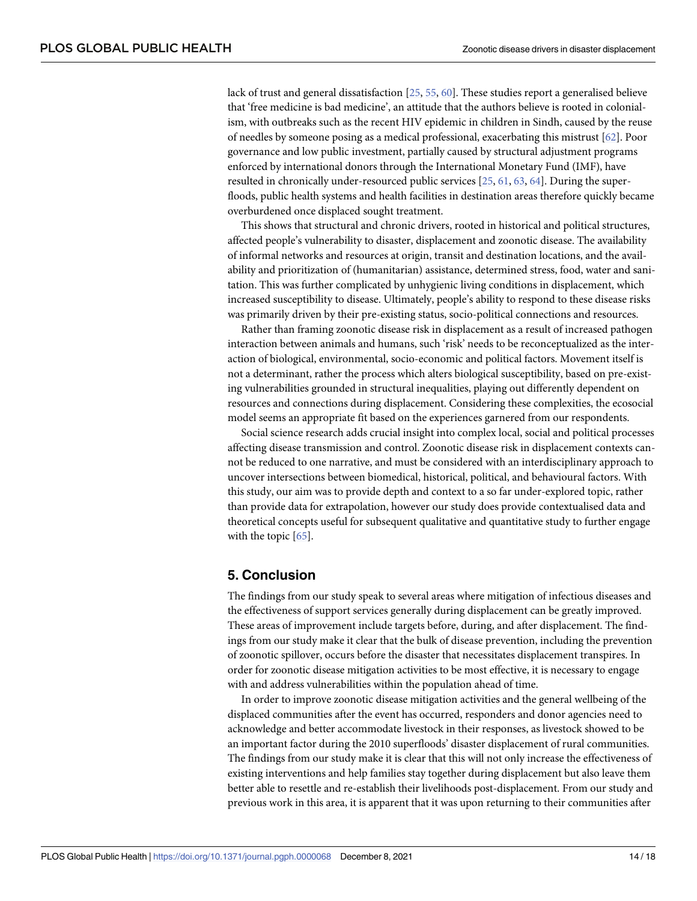lack of trust and general dissatisfaction [25, 55, 60]. These studies report a generalised believe that 'free medicine is bad medicine', an attitude that the authors believe is rooted in colonialism, with outbreaks such as the recent HIV epidemic in children in Sindh, caused by the reuse of needles by someone posing as a medical professional, exacerbating this mistrust [62]. Poor governance and low public investment, partially caused by structural adjustment programs enforced by international donors through the International Monetary Fund (IMF), have resulted in chronically under-resourced public services [25, 61, 63, 64]. During the super-floods, public health systems and health facilities in destination areas therefore quickly became overburdened once displaced sought treatment.

This shows that structural and chronic drivers, rooted in historical and political structures, affected people's vulnerability to disaster, displacement and zoonotic disease. The availability of informal networks and resources at origin, transit and destination locations, and the availability and prioritization of (humanitarian) assistance, determined stress, food, water and sanitation. This was further complicated by unhygienic living conditions in displacement, which increased susceptibility to disease. Ultimately, people's ability to respond to these disease risks was primarily driven by their pre-existing status, socio-political connections and resources.

Rather than framing zoonotic disease risk in displacement as a result of increased pathogen interaction between animals and humans, such 'risk' needs to be reconceptualized as the interaction of biological, environmental, socio-economic and political factors. Movement itself is not a determinant, rather the process which alters biological susceptibility, based on pre-existing vulnerabilities grounded in structural inequalities, playing out differently dependent on resources and connections during displacement. Considering these complexities, the ecosocial model seems an appropriate fit based on the experiences garnered from our respondents.

Social science research adds crucial insight into complex local, social and political processes affecting disease transmission and control. Zoonotic disease risk in displacement contexts cannot be reduced to one narrative, and must be considered with an interdisciplinary approach to uncover intersections between biomedical, historical, political, and behavioural factors. With this study, our aim was to provide depth and context to a so far under-explored topic, rather than provide data for extrapolation, however our study does provide contextualised data and theoretical concepts useful for subsequent qualitative and quantitative study to further engage with the topic [65].

## 5. Conclusion

The findings from our study speak to several areas where mitigation of infectious diseases and the effectiveness of support services generally during displacement can be greatly improved. These areas of improvement include targets before, during, and after displacement. The findings from our study make it clear that the bulk of disease prevention, including the prevention of zoonotic spillover, occurs before the disaster that necessitates displacement transpires. In order for zoonotic disease mitigation activities to be most effective, it is necessary to engage with and address vulnerabilities within the population ahead of time.

In order to improve zoonotic disease mitigation activities and the general wellbeing of the displaced communities after the event has occurred, responders and donor agencies need to acknowledge and better accommodate livestock in their responses, as livestock showed to be an important factor during the 2010 superfloods' disaster displacement of rural communities. The findings from our study make it is clear that this will not only increase the effectiveness of existing interventions and help families stay together during displacement but also leave them better able to resettle and re-establish their livelihoods post-displacement. From our study and previous work in this area, it is apparent that it was upon returning to their communities after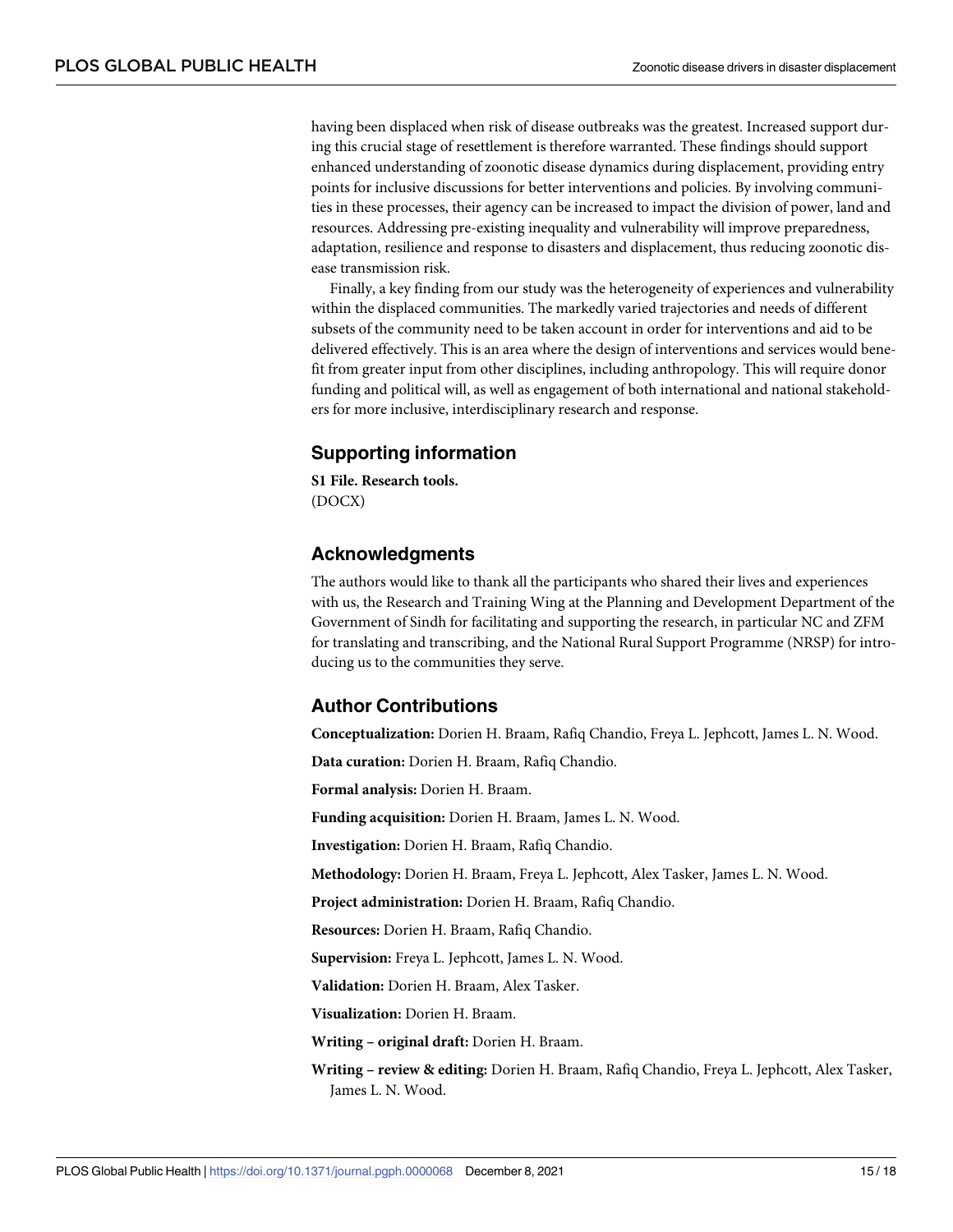having been displaced when risk of disease outbreaks was the greatest. Increased support during this crucial stage of resettlement is therefore warranted. These findings should support enhanced understanding of zoonotic disease dynamics during displacement, providing entry points for inclusive discussions for better interventions and policies. By involving communities in these processes, their agency can be increased to impact the division of power, land and resources. Addressing pre-existing inequality and vulnerability will improve preparedness, adaptation, resilience and response to disasters and displacement, thus reducing zoonotic disease transmission risk.

Finally, a key finding from our study was the heterogeneity of experiences and vulnerability within the displaced communities. The markedly varied trajectories and needs of different subsets of the community need to be taken account in order for interventions and aid to be delivered effectively. This is an area where the design of interventions and services would benefit from greater input from other disciplines, including anthropology. This will require donor funding and political will, as well as engagement of both international and national stakeholders for more inclusive, interdisciplinary research and response.

## Supporting information

**S1 File. Research tools.**
(DOCX)

## Acknowledgments

The authors would like to thank all the participants who shared their lives and experiences with us, the Research and Training Wing at the Planning and Development Department of the Government of Sindh for facilitating and supporting the research, in particular NC and ZFM for translating and transcribing, and the National Rural Support Programme (NRSP) for introducing us to the communities they serve.

## Author Contributions

**Conceptualization:** Dorien H. Braam, Rafiq Chandio, Freya L. Jephcott, James L. N. Wood.

**Data curation:** Dorien H. Braam, Rafiq Chandio.

**Formal analysis:** Dorien H. Braam.

**Funding acquisition:** Dorien H. Braam, James L. N. Wood.

**Investigation:** Dorien H. Braam, Rafiq Chandio.

**Methodology:** Dorien H. Braam, Freya L. Jephcott, Alex Tasker, James L. N. Wood.

**Project administration:** Dorien H. Braam, Rafiq Chandio.

**Resources:** Dorien H. Braam, Rafiq Chandio.

**Supervision:** Freya L. Jephcott, James L. N. Wood.

**Validation:** Dorien H. Braam, Alex Tasker.

**Visualization:** Dorien H. Braam.

**Writing – original draft:** Dorien H. Braam.

**Writing – review & editing:** Dorien H. Braam, Rafiq Chandio, Freya L. Jephcott, Alex Tasker, James L. N. Wood.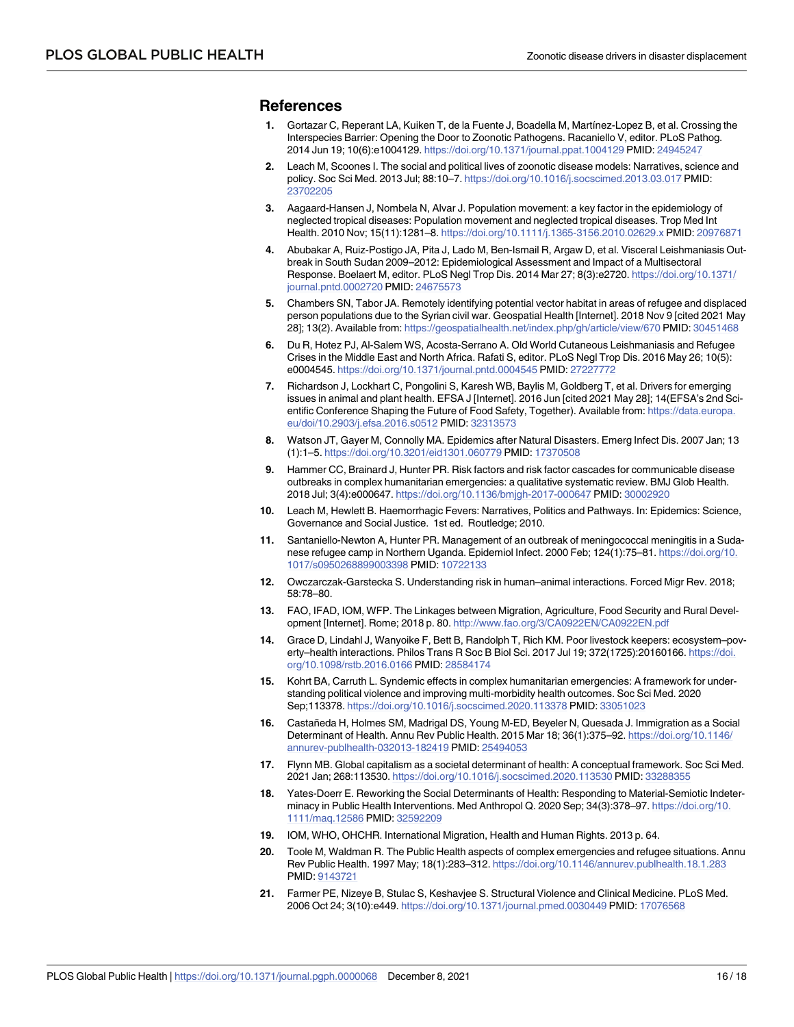## References

1. Gortazar C, Reperant LA, Kuiken T, de la Fuente J, Boadella M, Martínez-Lopez B, et al. Crossing the Interspecies Barrier: Opening the Door to Zoonotic Pathogens. Racaniello V, editor. PLoS Pathog. 2014 Jun 19; 10(6):e1004129. https://doi.org/10.1371/journal.ppat.1004129 PMID: 24945247
2. Leach M, Scoones I. The social and political lives of zoonotic disease models: Narratives, science and policy. Soc Sci Med. 2013 Jul; 88:10–7. https://doi.org/10.1016/j.socscimed.2013.03.017 PMID: 23702205
3. Aagaard-Hansen J, Nombela N, Alvar J. Population movement: a key factor in the epidemiology of neglected tropical diseases: Population movement and neglected tropical diseases. Trop Med Int Health. 2010 Nov; 15(11):1281–8. https://doi.org/10.1111/j.1365-3156.2010.02629.x PMID: 20976871
4. Abubakar A, Ruiz-Postigo JA, Pita J, Lado M, Ben-Ismail R, Argaw D, et al. Visceral Leishmaniasis Outbreak in South Sudan 2009–2012: Epidemiological Assessment and Impact of a Multisectoral Response. Boelaert M, editor. PLoS Negl Trop Dis. 2014 Mar 27; 8(3):e2720. https://doi.org/10.1371/journal.pntd.0002720 PMID: 24675573
5. Chambers SN, Tabor JA. Remotely identifying potential vector habitat in areas of refugee and displaced person populations due to the Syrian civil war. Geospatial Health [Internet]. 2018 Nov 9 [cited 2021 May 28]; 13(2). Available from: https://geospatialhealth.net/index.php/gh/article/view/670 PMID: 30451468
6. Du R, Hotez PJ, Al-Salem WS, Acosta-Serrano A. Old World Cutaneous Leishmaniasis and Refugee Crises in the Middle East and North Africa. Rafati S, editor. PLoS Negl Trop Dis. 2016 May 26; 10(5): e0004545. https://doi.org/10.1371/journal.pntd.0004545 PMID: 27227772
7. Richardson J, Lockhart C, Pongolini S, Karesh WB, Baylis M, Goldberg T, et al. Drivers for emerging issues in animal and plant health. EFSA J [Internet]. 2016 Jun [cited 2021 May 28]; 14(EFSA's 2nd Scientific Conference Shaping the Future of Food Safety, Together). Available from: https://data.europa.eu/doi/10.2903/j.efsa.2016.s0512 PMID: 32313573
8. Watson JT, Gayer M, Connolly MA. Epidemics after Natural Disasters. Emerg Infect Dis. 2007 Jan; 13 (1):1–5. https://doi.org/10.3201/eid1301.060779 PMID: 17370508
9. Hammer CC, Brainard J, Hunter PR. Risk factors and risk factor cascades for communicable disease outbreaks in complex humanitarian emergencies: a qualitative systematic review. BMJ Glob Health. 2018 Jul; 3(4):e000647. https://doi.org/10.1136/bmjgh-2017-000647 PMID: 30002920
10. Leach M, Hewlett B. Haemorrhagic Fevers: Narratives, Politics and Pathways. In: Epidemics: Science, Governance and Social Justice. 1st ed. Routledge; 2010.
11. Santaniello-Newton A, Hunter PR. Management of an outbreak of meningococcal meningitis in a Sudanese refugee camp in Northern Uganda. Epidemiol Infect. 2000 Feb; 124(1):75–81. https://doi.org/10.1017/s0950268899003398 PMID: 10722133
12. Owczarczak-Garstecka S. Understanding risk in human–animal interactions. Forced Migr Rev. 2018; 58:78–80.
13. FAO, IFAD, IOM, WFP. The Linkages between Migration, Agriculture, Food Security and Rural Development [Internet]. Rome; 2018 p. 80. http://www.fao.org/3/CA0922EN/CA0922EN.pdf
14. Grace D, Lindahl J, Wanyoike F, Bett B, Randolph T, Rich KM. Poor livestock keepers: ecosystem–poverty–health interactions. Philos Trans R Soc B Biol Sci. 2017 Jul 19; 372(1725):20160166. https://doi.org/10.1098/rstb.2016.0166 PMID: 28584174
15. Kohrt BA, Carruth L. Syndemic effects in complex humanitarian emergencies: A framework for understanding political violence and improving multi-morbidity health outcomes. Soc Sci Med. 2020 Sep;113378. https://doi.org/10.1016/j.socscimed.2020.113378 PMID: 33051023
16. Castañeda H, Holmes SM, Madrigal DS, Young M-ED, Beyeler N, Quesada J. Immigration as a Social Determinant of Health. Annu Rev Public Health. 2015 Mar 18; 36(1):375–92. https://doi.org/10.1146/annurev-publhealth-032013-182419 PMID: 25494053
17. Flynn MB. Global capitalism as a societal determinant of health: A conceptual framework. Soc Sci Med. 2021 Jan; 268:113530. https://doi.org/10.1016/j.socscimed.2020.113530 PMID: 33288355
18. Yates-Doerr E. Reworking the Social Determinants of Health: Responding to Material-Semiotic Indeterminacy in Public Health Interventions. Med Anthropol Q. 2020 Sep; 34(3):378–97. https://doi.org/10.1111/maq.12586 PMID: 32592209
19. IOM, WHO, OHCHR. International Migration, Health and Human Rights. 2013 p. 64.
20. Toole M, Waldman R. The Public Health aspects of complex emergencies and refugee situations. Annu Rev Public Health. 1997 May; 18(1):283–312. https://doi.org/10.1146/annurev.publhealth.18.1.283 PMID: 9143721
21. Farmer PE, Nizeye B, Stulac S, Keshavjee S. Structural Violence and Clinical Medicine. PLoS Med. 2006 Oct 24; 3(10):e449. https://doi.org/10.1371/journal.pmed.0030449 PMID: 17076568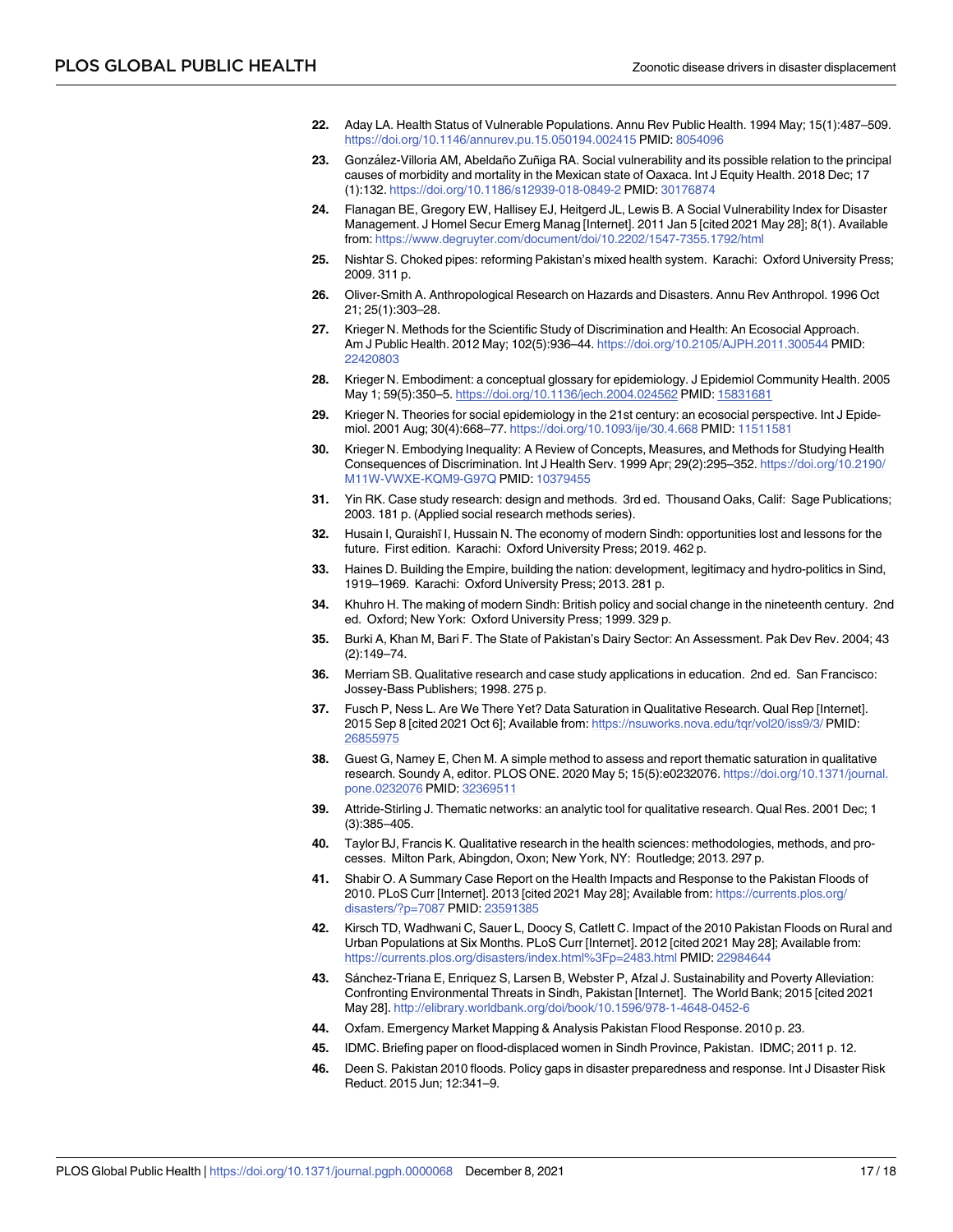22. Aday LA. Health Status of Vulnerable Populations. Annu Rev Public Health. 1994 May; 15(1):487–509. https://doi.org/10.1146/annurev.pu.15.050194.002415 PMID: 8054096

23. González-Villoria AM, Abeldaño Zuñiga RA. Social vulnerability and its possible relation to the principal causes of morbidity and mortality in the Mexican state of Oaxaca. Int J Equity Health. 2018 Dec; 17 (1):132. https://doi.org/10.1186/s12939-018-0849-2 PMID: 30176874

24. Flanagan BE, Gregory EW, Hallisey EJ, Heitgerd JL, Lewis B. A Social Vulnerability Index for Disaster Management. J Homel Secur Emerg Manag [Internet]. 2011 Jan 5 [cited 2021 May 28]; 8(1). Available from: https://www.degruyter.com/document/doi/10.2202/1547-7355.1792/html

25. Nishtar S. Choked pipes: reforming Pakistan's mixed health system. Karachi: Oxford University Press; 2009. 311 p.

26. Oliver-Smith A. Anthropological Research on Hazards and Disasters. Annu Rev Anthropol. 1996 Oct 21; 25(1):303–28.

27. Krieger N. Methods for the Scientific Study of Discrimination and Health: An Ecosocial Approach. Am J Public Health. 2012 May; 102(5):936–44. https://doi.org/10.2105/AJPH.2011.300544 PMID: 22420803

28. Krieger N. Embodiment: a conceptual glossary for epidemiology. J Epidemiol Community Health. 2005 May 1; 59(5):350–5. https://doi.org/10.1136/jech.2004.024562 PMID: 15831681

29. Krieger N. Theories for social epidemiology in the 21st century: an ecosocial perspective. Int J Epidemiol. 2001 Aug; 30(4):668–77. https://doi.org/10.1093/ije/30.4.668 PMID: 11511581

30. Krieger N. Embodying Inequality: A Review of Concepts, Measures, and Methods for Studying Health Consequences of Discrimination. Int J Health Serv. 1999 Apr; 29(2):295–352. https://doi.org/10.2190/M11W-VWXE-KQM9-G97Q PMID: 10379455

31. Yin RK. Case study research: design and methods. 3rd ed. Thousand Oaks, Calif: Sage Publications; 2003. 181 p. (Applied social research methods series).

32. Husain I, Quraishī I, Hussain N. The economy of modern Sindh: opportunities lost and lessons for the future. First edition. Karachi: Oxford University Press; 2019. 462 p.

33. Haines D. Building the Empire, building the nation: development, legitimacy and hydro-politics in Sind, 1919–1969. Karachi: Oxford University Press; 2013. 281 p.

34. Khuhro H. The making of modern Sindh: British policy and social change in the nineteenth century. 2nd ed. Oxford; New York: Oxford University Press; 1999. 329 p.

35. Burki A, Khan M, Bari F. The State of Pakistan's Dairy Sector: An Assessment. Pak Dev Rev. 2004; 43 (2):149–74.

36. Merriam SB. Qualitative research and case study applications in education. 2nd ed. San Francisco: Jossey-Bass Publishers; 1998. 275 p.

37. Fusch P, Ness L. Are We There Yet? Data Saturation in Qualitative Research. Qual Rep [Internet]. 2015 Sep 8 [cited 2021 Oct 6]; Available from: https://nsuworks.nova.edu/tqr/vol20/iss9/3/ PMID: 26855975

38. Guest G, Namey E, Chen M. A simple method to assess and report thematic saturation in qualitative research. Soundy A, editor. PLOS ONE. 2020 May 5; 15(5):e0232076. https://doi.org/10.1371/journal.pone.0232076 PMID: 32369511

39. Attride-Stirling J. Thematic networks: an analytic tool for qualitative research. Qual Res. 2001 Dec; 1 (3):385–405.

40. Taylor BJ, Francis K. Qualitative research in the health sciences: methodologies, methods, and processes. Milton Park, Abingdon, Oxon; New York, NY: Routledge; 2013. 297 p.

41. Shabir O. A Summary Case Report on the Health Impacts and Response to the Pakistan Floods of 2010. PLoS Curr [Internet]. 2013 [cited 2021 May 28]; Available from: https://currents.plos.org/disasters/?p=7087 PMID: 23591385

42. Kirsch TD, Wadhwani C, Sauer L, Doocy S, Catlett C. Impact of the 2010 Pakistan Floods on Rural and Urban Populations at Six Months. PLoS Curr [Internet]. 2012 [cited 2021 May 28]; Available from: https://currents.plos.org/disasters/index.html%3Fp=2483.html PMID: 22984644

43. Sánchez-Triana E, Enriquez S, Larsen B, Webster P, Afzal J. Sustainability and Poverty Alleviation: Confronting Environmental Threats in Sindh, Pakistan [Internet]. The World Bank; 2015 [cited 2021 May 28]. http://elibrary.worldbank.org/doi/book/10.1596/978-1-4648-0452-6

44. Oxfam. Emergency Market Mapping & Analysis Pakistan Flood Response. 2010 p. 23.

45. IDMC. Briefing paper on flood-displaced women in Sindh Province, Pakistan. IDMC; 2011 p. 12.

46. Deen S. Pakistan 2010 floods. Policy gaps in disaster preparedness and response. Int J Disaster Risk Reduct. 2015 Jun; 12:341–9.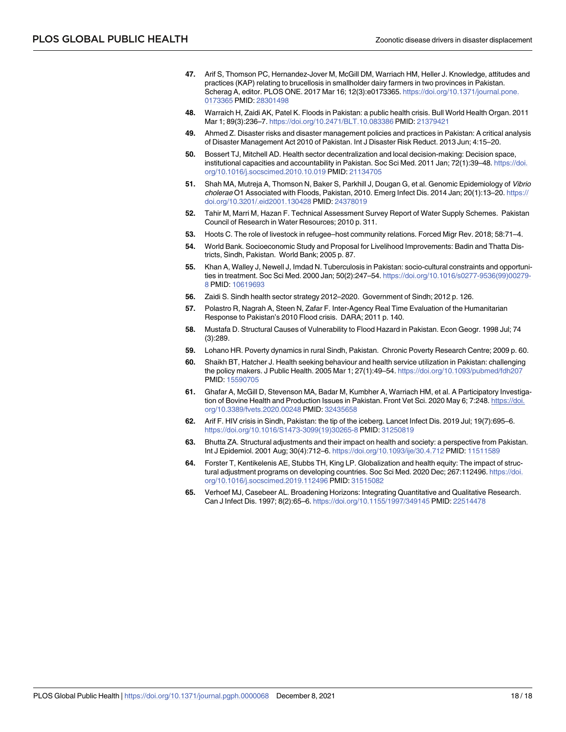47. Arif S, Thomson PC, Hernandez-Jover M, McGill DM, Warriach HM, Heller J. Knowledge, attitudes and practices (KAP) relating to brucellosis in smallholder dairy farmers in two provinces in Pakistan. Scherag A, editor. PLOS ONE. 2017 Mar 16; 12(3):e0173365. https://doi.org/10.1371/journal.pone.0173365 PMID: 28301498

48. Warraich H, Zaidi AK, Patel K. Floods in Pakistan: a public health crisis. Bull World Health Organ. 2011 Mar 1; 89(3):236–7. https://doi.org/10.2471/BLT.10.083386 PMID: 21379421

49. Ahmed Z. Disaster risks and disaster management policies and practices in Pakistan: A critical analysis of Disaster Management Act 2010 of Pakistan. Int J Disaster Risk Reduct. 2013 Jun; 4:15–20.

50. Bossert TJ, Mitchell AD. Health sector decentralization and local decision-making: Decision space, institutional capacities and accountability in Pakistan. Soc Sci Med. 2011 Jan; 72(1):39–48. https://doi.org/10.1016/j.socscimed.2010.10.019 PMID: 21134705

51. Shah MA, Mutreja A, Thomson N, Baker S, Parkhill J, Dougan G, et al. Genomic Epidemiology of *Vibrio cholerae* O1 Associated with Floods, Pakistan, 2010. Emerg Infect Dis. 2014 Jan; 20(1):13–20. https://doi.org/10.3201/.eid2001.130428 PMID: 24378019

52. Tahir M, Marri M, Hazan F. Technical Assessment Survey Report of Water Supply Schemes. Pakistan Council of Research in Water Resources; 2010 p. 311.

53. Hoots C. The role of livestock in refugee–host community relations. Forced Migr Rev. 2018; 58:71–4.

54. World Bank. Socioeconomic Study and Proposal for Livelihood Improvements: Badin and Thatta Districts, Sindh, Pakistan. World Bank; 2005 p. 87.

55. Khan A, Walley J, Newell J, Imdad N. Tuberculosis in Pakistan: socio-cultural constraints and opportunities in treatment. Soc Sci Med. 2000 Jan; 50(2):247–54. https://doi.org/10.1016/s0277-9536(99)00279-8 PMID: 10619693

56. Zaidi S. Sindh health sector strategy 2012–2020. Government of Sindh; 2012 p. 126.

57. Polastro R, Nagrah A, Steen N, Zafar F. Inter-Agency Real Time Evaluation of the Humanitarian Response to Pakistan's 2010 Flood crisis. DARA; 2011 p. 140.

58. Mustafa D. Structural Causes of Vulnerability to Flood Hazard in Pakistan. Econ Geogr. 1998 Jul; 74 (3):289.

59. Lohano HR. Poverty dynamics in rural Sindh, Pakistan. Chronic Poverty Research Centre; 2009 p. 60.

60. Shaikh BT, Hatcher J. Health seeking behaviour and health service utilization in Pakistan: challenging the policy makers. J Public Health. 2005 Mar 1; 27(1):49–54. https://doi.org/10.1093/pubmed/fdh207 PMID: 15590705

61. Ghafar A, McGill D, Stevenson MA, Badar M, Kumbher A, Warriach HM, et al. A Participatory Investigation of Bovine Health and Production Issues in Pakistan. Front Vet Sci. 2020 May 6; 7:248. https://doi.org/10.3389/fvets.2020.00248 PMID: 32435658

62. Arif F. HIV crisis in Sindh, Pakistan: the tip of the iceberg. Lancet Infect Dis. 2019 Jul; 19(7):695–6. https://doi.org/10.1016/S1473-3099(19)30265-8 PMID: 31250819

63. Bhutta ZA. Structural adjustments and their impact on health and society: a perspective from Pakistan. Int J Epidemiol. 2001 Aug; 30(4):712–6. https://doi.org/10.1093/ije/30.4.712 PMID: 11511589

64. Forster T, Kentikelenis AE, Stubbs TH, King LP. Globalization and health equity: The impact of structural adjustment programs on developing countries. Soc Sci Med. 2020 Dec; 267:112496. https://doi.org/10.1016/j.socscimed.2019.112496 PMID: 31515082

65. Verhoef MJ, Casebeer AL. Broadening Horizons: Integrating Quantitative and Qualitative Research. Can J Infect Dis. 1997; 8(2):65–6. https://doi.org/10.1155/1997/349145 PMID: 22514478